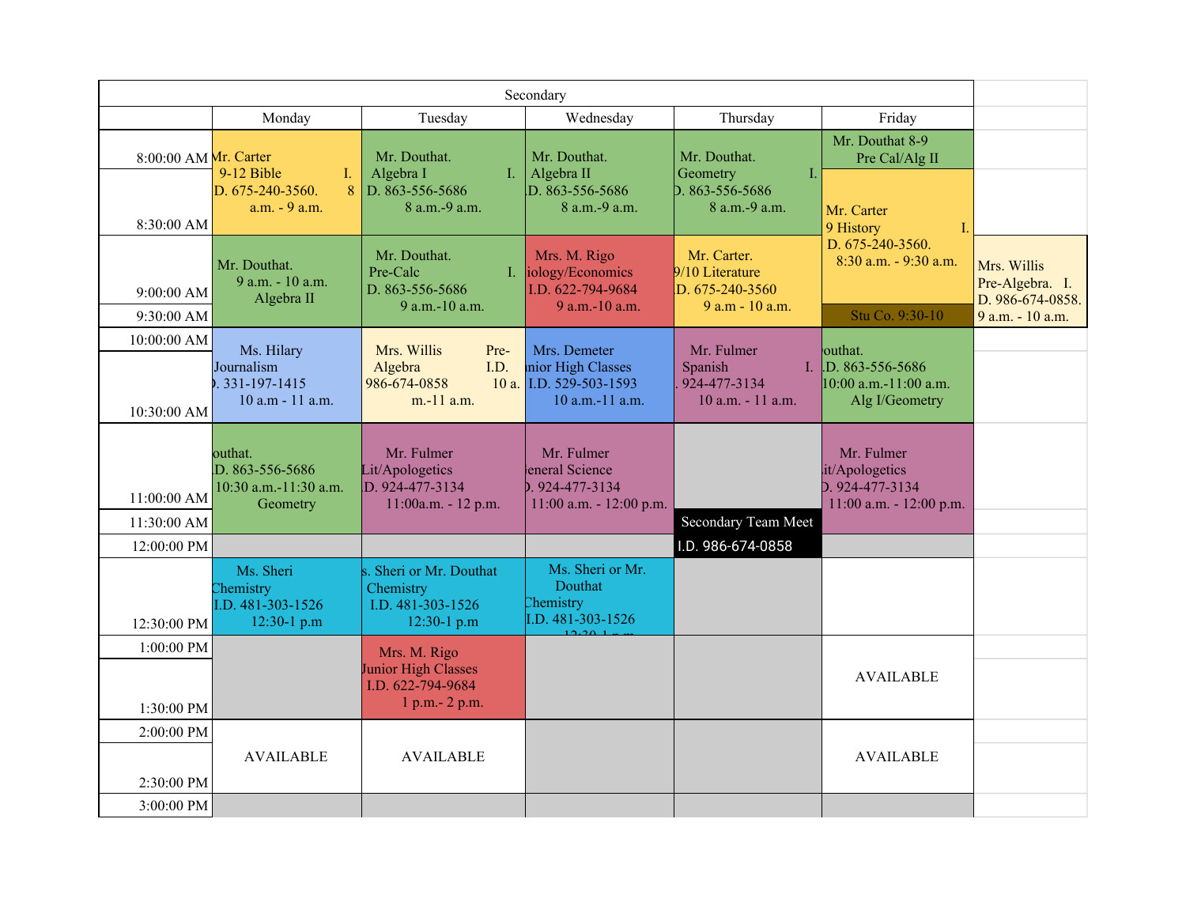| Secondary | | | | | | |
|---|---|---|---|---|---|---|
| | Monday | Tuesday | Wednesday | Thursday | Friday | |
| 8:00:00 AM / 8:30:00 AM | Mr. Carter 9-12 Bible I.D. 675-240-3560. 8 a.m. - 9 a.m. | Mr. Douthat. Algebra I I.D. 863-556-5686 8 a.m.-9 a.m. | Mr. Douthat. Algebra II I.D. 863-556-5686 8 a.m.-9 a.m. | Mr. Douthat. Geometry I.D. 863-556-5686 8 a.m.-9 a.m. | Mr. Douthat 8-9 Pre Cal/Alg II; Mr. Carter 9 History I.D. 675-240-3560. 8:30 a.m. - 9:30 a.m. | |
| 9:00:00 AM / 9:30:00 AM | Mr. Douthat. 9 a.m. - 10 a.m. Algebra II | Mr. Douthat. Pre-Calc I.D. 863-556-5686 9 a.m.-10 a.m. | Mrs. M. Rigo Biology/Economics I.D. 622-794-9684 9 a.m.-10 a.m. | Mr. Carter. 9/10 Literature I.D. 675-240-3560 9 a.m - 10 a.m. | Stu Co. 9:30-10 | Mrs. Willis Pre-Algebra. I.D. 986-674-0858. 9 a.m. - 10 a.m. |
| 10:00:00 AM / 10:30:00 AM | Ms. Hilary Journalism I.D. 331-197-1415 10 a.m - 11 a.m. | Mrs. Willis Pre-Algebra I.D. 986-674-0858 10 a.m.-11 a.m. | Mrs. Demeter Junior High Classes I.D. 529-503-1593 10 a.m.-11 a.m. | Mr. Fulmer Spanish I.D. 924-477-3134 10 a.m. - 11 a.m. | Mr. Douthat. I.D. 863-556-5686 10:00 a.m.-11:00 a.m. Alg I/Geometry | |
| 11:00:00 AM / 11:30:00 AM | Mr. Douthat. I.D. 863-556-5686 10:30 a.m.-11:30 a.m. Geometry | Mr. Fulmer Lit/Apologetics I.D. 924-477-3134 11:00a.m. - 12 p.m. | Mr. Fulmer General Science I.D. 924-477-3134 11:00 a.m. - 12:00 p.m. | Secondary Team Meet I.D. 986-674-0858 | Mr. Fulmer Lit/Apologetics I.D. 924-477-3134 11:00 a.m. - 12:00 p.m. | |
| 12:00:00 PM | | | | | | |
| 12:30:00 PM | Ms. Sheri Chemistry I.D. 481-303-1526 12:30-1 p.m | Ms. Sheri or Mr. Douthat Chemistry I.D. 481-303-1526 12:30-1 p.m | Ms. Sheri or Mr. Douthat Chemistry I.D. 481-303-1526 12:30-1 p.m. | | | |
| 1:00:00 PM / 1:30:00 PM | | Mrs. M. Rigo Junior High Classes I.D. 622-794-9684 1 p.m.- 2 p.m. | | | AVAILABLE | |
| 2:00:00 PM / 2:30:00 PM | AVAILABLE | AVAILABLE | | | AVAILABLE | |
| 3:00:00 PM | | | | | | |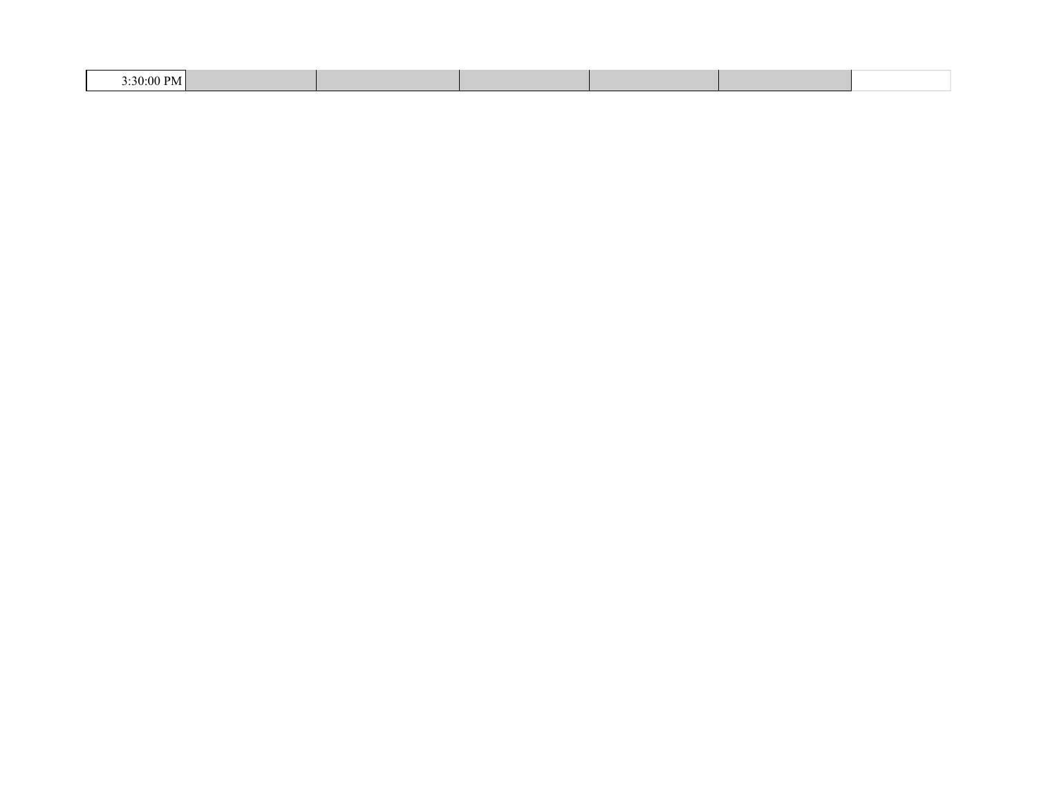| | | | | | | |
|---|---|---|---|---|---|---|
| 3:30:00 PM | | | | | | |